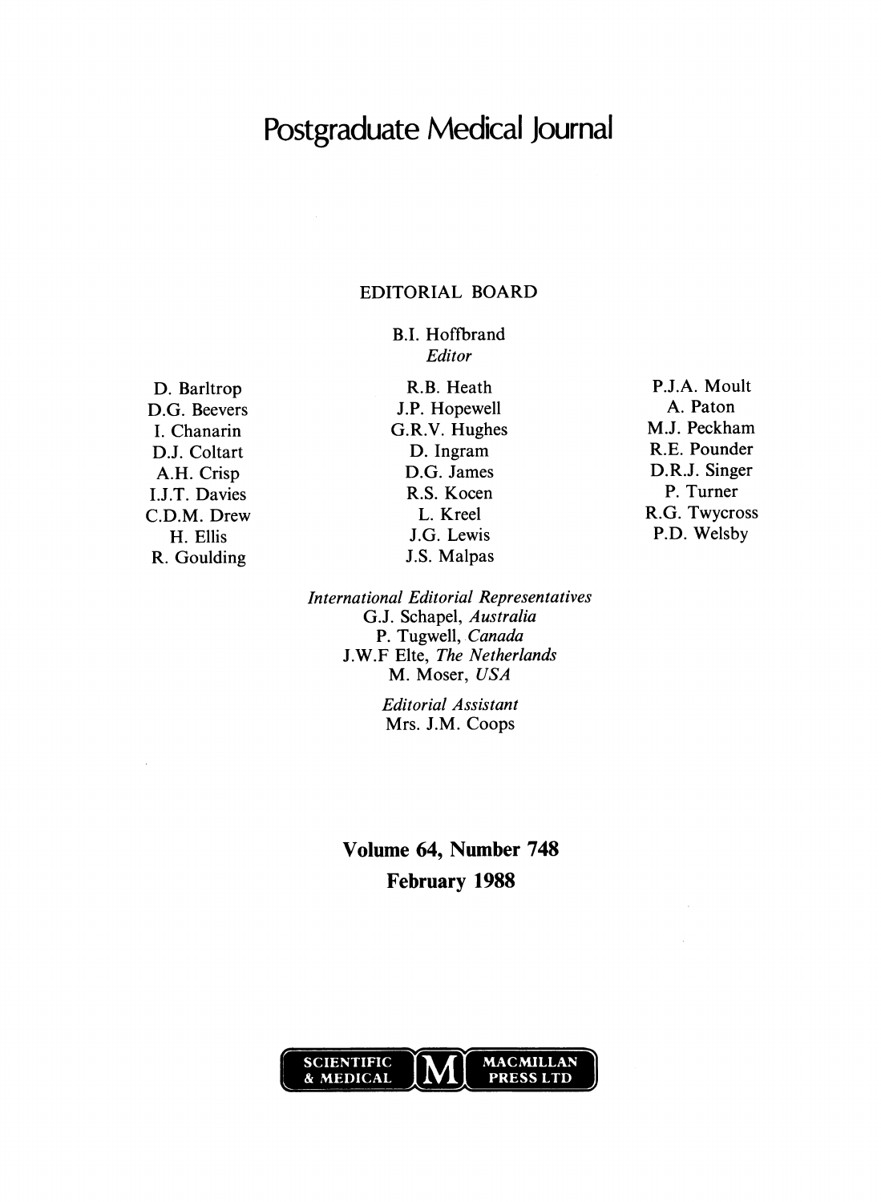# Postgraduate Medical Journal

## EDITORIAL BOARD

B.I. Hoffbrand
*Editor*

D. Barltrop
D.G. Beevers
I. Chanarin
D.J. Coltart
A.H. Crisp
I.J.T. Davies
C.D.M. Drew
H. Ellis
R. Goulding

R.B. Heath
J.P. Hopewell
G.R.V. Hughes
D. Ingram
D.G. James
R.S. Kocen
L. Kreel
J.G. Lewis
J.S. Malpas

P.J.A. Moult
A. Paton
M.J. Peckham
R.E. Pounder
D.R.J. Singer
P. Turner
R.G. Twycross
P.D. Welsby

*International Editorial Representatives*
G.J. Schapel, *Australia*
P. Tugwell, *Canada*
J.W.F Elte, *The Netherlands*
M. Moser, *USA*

*Editorial Assistant*
Mrs. J.M. Coops

**Volume 64, Number 748**
**February 1988**

SCIENTIFIC & MEDICAL M MACMILLAN PRESS LTD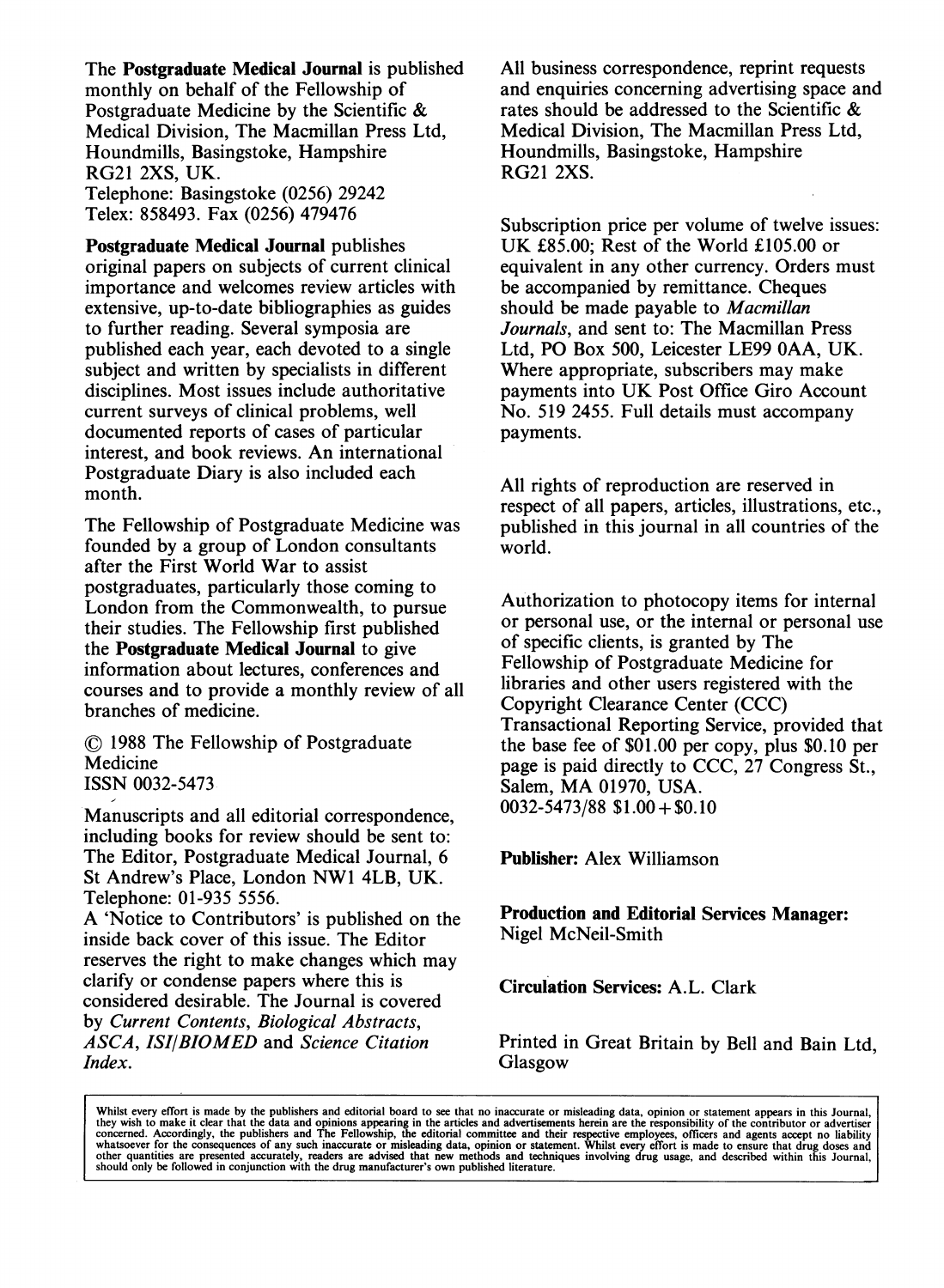The **Postgraduate Medical Journal** is published monthly on behalf of the Fellowship of Postgraduate Medicine by the Scientific & Medical Division, The Macmillan Press Ltd, Houndmills, Basingstoke, Hampshire RG21 2XS, UK.
Telephone: Basingstoke (0256) 29242
Telex: 858493. Fax (0256) 479476

**Postgraduate Medical Journal** publishes original papers on subjects of current clinical importance and welcomes review articles with extensive, up-to-date bibliographies as guides to further reading. Several symposia are published each year, each devoted to a single subject and written by specialists in different disciplines. Most issues include authoritative current surveys of clinical problems, well documented reports of cases of particular interest, and book reviews. An international Postgraduate Diary is also included each month.

The Fellowship of Postgraduate Medicine was founded by a group of London consultants after the First World War to assist postgraduates, particularly those coming to London from the Commonwealth, to pursue their studies. The Fellowship first published the **Postgraduate Medical Journal** to give information about lectures, conferences and courses and to provide a monthly review of all branches of medicine.

© 1988 The Fellowship of Postgraduate Medicine
ISSN 0032-5473

Manuscripts and all editorial correspondence, including books for review should be sent to: The Editor, Postgraduate Medical Journal, 6 St Andrew's Place, London NW1 4LB, UK.
Telephone: 01-935 5556.
A 'Notice to Contributors' is published on the inside back cover of this issue. The Editor reserves the right to make changes which may clarify or condense papers where this is considered desirable. The Journal is covered by *Current Contents*, *Biological Abstracts*, *ASCA*, *ISI/BIOMED* and *Science Citation Index*.

All business correspondence, reprint requests and enquiries concerning advertising space and rates should be addressed to the Scientific & Medical Division, The Macmillan Press Ltd, Houndmills, Basingstoke, Hampshire RG21 2XS.

Subscription price per volume of twelve issues: UK £85.00; Rest of the World £105.00 or equivalent in any other currency. Orders must be accompanied by remittance. Cheques should be made payable to *Macmillan Journals*, and sent to: The Macmillan Press Ltd, PO Box 500, Leicester LE99 0AA, UK. Where appropriate, subscribers may make payments into UK Post Office Giro Account No. 519 2455. Full details must accompany payments.

All rights of reproduction are reserved in respect of all papers, articles, illustrations, etc., published in this journal in all countries of the world.

Authorization to photocopy items for internal or personal use, or the internal or personal use of specific clients, is granted by The Fellowship of Postgraduate Medicine for libraries and other users registered with the Copyright Clearance Center (CCC) Transactional Reporting Service, provided that the base fee of $01.00 per copy, plus $0.10 per page is paid directly to CCC, 27 Congress St., Salem, MA 01970, USA.
0032-5473/88 $1.00 + $0.10

**Publisher:** Alex Williamson

**Production and Editorial Services Manager:** Nigel McNeil-Smith

**Circulation Services:** A.L. Clark

Printed in Great Britain by Bell and Bain Ltd, Glasgow

Whilst every effort is made by the publishers and editorial board to see that no inaccurate or misleading data, opinion or statement appears in this Journal, they wish to make it clear that the data and opinions appearing in the articles and advertisements herein are the responsibility of the contributor or advertiser concerned. Accordingly, the publishers and The Fellowship, the editorial committee and their respective employees, officers and agents accept no liability whatsoever for the consequences of any such inaccurate or misleading data, opinion or statement. Whilst every effort is made to ensure that drug doses and other quantities are presented accurately, readers are advised that new methods and techniques involving drug usage, and described within this Journal, should only be followed in conjunction with the drug manufacturer's own published literature.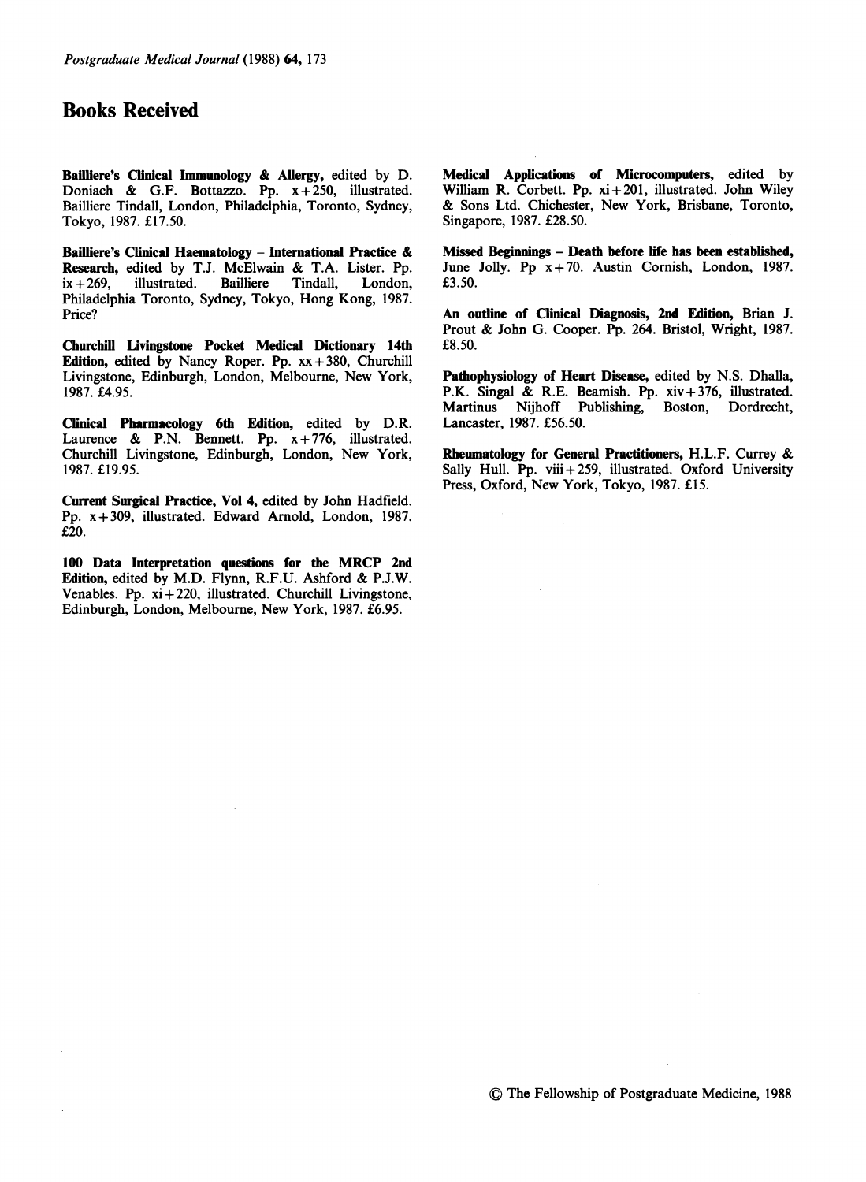# Books Received

**Bailliere's Clinical Immunology & Allergy,** edited by D. Doniach & G.F. Bottazzo. Pp. x+250, illustrated. Bailliere Tindall, London, Philadelphia, Toronto, Sydney, Tokyo, 1987. £17.50.

**Bailliere's Clinical Haematology – International Practice & Research,** edited by T.J. McElwain & T.A. Lister. Pp. ix+269, illustrated. Bailliere Tindall, London, Philadelphia Toronto, Sydney, Tokyo, Hong Kong, 1987. Price?

**Churchill Livingstone Pocket Medical Dictionary 14th Edition,** edited by Nancy Roper. Pp. xx+380, Churchill Livingstone, Edinburgh, London, Melbourne, New York, 1987. £4.95.

**Clinical Pharmacology 6th Edition,** edited by D.R. Laurence & P.N. Bennett. Pp. x+776, illustrated. Churchill Livingstone, Edinburgh, London, New York, 1987. £19.95.

**Current Surgical Practice, Vol 4,** edited by John Hadfield. Pp. x+309, illustrated. Edward Arnold, London, 1987. £20.

**100 Data Interpretation questions for the MRCP 2nd Edition,** edited by M.D. Flynn, R.F.U. Ashford & P.J.W. Venables. Pp. xi+220, illustrated. Churchill Livingstone, Edinburgh, London, Melbourne, New York, 1987. £6.95.

**Medical Applications of Microcomputers,** edited by William R. Corbett. Pp. xi+201, illustrated. John Wiley & Sons Ltd. Chichester, New York, Brisbane, Toronto, Singapore, 1987. £28.50.

**Missed Beginnings – Death before life has been established,** June Jolly. Pp x+70. Austin Cornish, London, 1987. £3.50.

**An outline of Clinical Diagnosis, 2nd Edition,** Brian J. Prout & John G. Cooper. Pp. 264. Bristol, Wright, 1987. £8.50.

**Pathophysiology of Heart Disease,** edited by N.S. Dhalla, P.K. Singal & R.E. Beamish. Pp. xiv+376, illustrated. Martinus Nijhoff Publishing, Boston, Dordrecht, Lancaster, 1987. £56.50.

**Rheumatology for General Practitioners,** H.L.F. Currey & Sally Hull. Pp. viii+259, illustrated. Oxford University Press, Oxford, New York, Tokyo, 1987. £15.

© The Fellowship of Postgraduate Medicine, 1988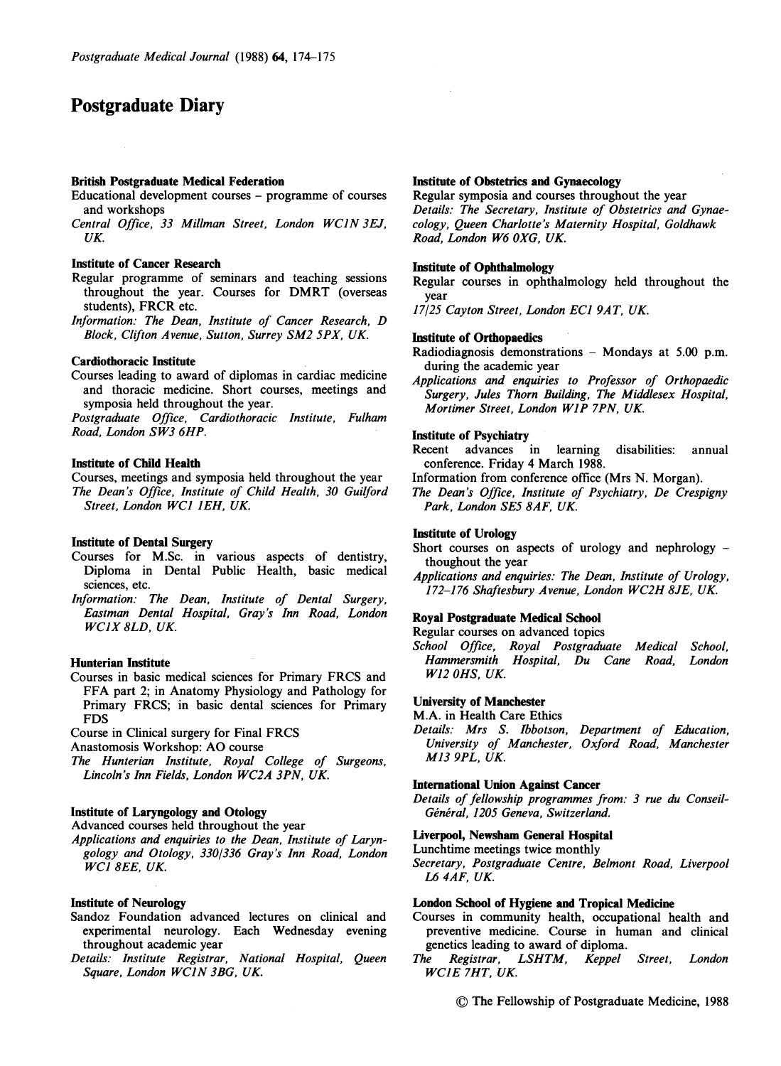# Postgraduate Diary

**British Postgraduate Medical Federation**
Educational development courses – programme of courses and workshops
*Central Office, 33 Millman Street, London WC1N 3EJ, UK.*

**Institute of Cancer Research**
Regular programme of seminars and teaching sessions throughout the year. Courses for DMRT (overseas students), FRCR etc.
*Information: The Dean, Institute of Cancer Research, D Block, Clifton Avenue, Sutton, Surrey SM2 5PX, UK.*

**Cardiothoracic Institute**
Courses leading to award of diplomas in cardiac medicine and thoracic medicine. Short courses, meetings and symposia held throughout the year.
*Postgraduate Office, Cardiothoracic Institute, Fulham Road, London SW3 6HP.*

**Institute of Child Health**
Courses, meetings and symposia held throughout the year
*The Dean's Office, Institute of Child Health, 30 Guilford Street, London WC1 1EH, UK.*

**Institute of Dental Surgery**
Courses for M.Sc. in various aspects of dentistry, Diploma in Dental Public Health, basic medical sciences, etc.
*Information: The Dean, Institute of Dental Surgery, Eastman Dental Hospital, Gray's Inn Road, London WC1X 8LD, UK.*

**Hunterian Institute**
Courses in basic medical sciences for Primary FRCS and FFA part 2; in Anatomy Physiology and Pathology for Primary FRCS; in basic dental sciences for Primary FDS
Course in Clinical surgery for Final FRCS
Anastomosis Workshop: AO course
*The Hunterian Institute, Royal College of Surgeons, Lincoln's Inn Fields, London WC2A 3PN, UK.*

**Institute of Laryngology and Otology**
Advanced courses held throughout the year
*Applications and enquiries to the Dean, Institute of Laryngology and Otology, 330/336 Gray's Inn Road, London WC1 8EE, UK.*

**Institute of Neurology**
Sandoz Foundation advanced lectures on clinical and experimental neurology. Each Wednesday evening throughout academic year
*Details: Institute Registrar, National Hospital, Queen Square, London WC1N 3BG, UK.*

**Institute of Obstetrics and Gynaecology**
Regular symposia and courses throughout the year
*Details: The Secretary, Institute of Obstetrics and Gynaecology, Queen Charlotte's Maternity Hospital, Goldhawk Road, London W6 0XG, UK.*

**Institute of Ophthalmology**
Regular courses in ophthalmology held throughout the year
*17/25 Cayton Street, London EC1 9AT, UK.*

**Institute of Orthopaedics**
Radiodiagnosis demonstrations – Mondays at 5.00 p.m. during the academic year
*Applications and enquiries to Professor of Orthopaedic Surgery, Jules Thorn Building, The Middlesex Hospital, Mortimer Street, London W1P 7PN, UK.*

**Institute of Psychiatry**
Recent advances in learning disabilities: annual conference. Friday 4 March 1988.
Information from conference office (Mrs N. Morgan).
*The Dean's Office, Institute of Psychiatry, De Crespigny Park, London SE5 8AF, UK.*

**Institute of Urology**
Short courses on aspects of urology and nephrology – thoughout the year
*Applications and enquiries: The Dean, Institute of Urology, 172–176 Shaftesbury Avenue, London WC2H 8JE, UK.*

**Royal Postgraduate Medical School**
Regular courses on advanced topics
*School Office, Royal Postgraduate Medical School, Hammersmith Hospital, Du Cane Road, London W12 0HS, UK.*

**University of Manchester**
M.A. in Health Care Ethics
*Details: Mrs S. Ibbotson, Department of Education, University of Manchester, Oxford Road, Manchester M13 9PL, UK.*

**International Union Against Cancer**
*Details of fellowship programmes from: 3 rue du Conseil-Général, 1205 Geneva, Switzerland.*

**Liverpool, Newsham General Hospital**
Lunchtime meetings twice monthly
*Secretary, Postgraduate Centre, Belmont Road, Liverpool L6 4AF, UK.*

**London School of Hygiene and Tropical Medicine**
Courses in community health, occupational health and preventive medicine. Course in human and clinical genetics leading to award of diploma.
*The Registrar, LSHTM, Keppel Street, London WC1E 7HT, UK.*

© The Fellowship of Postgraduate Medicine, 1988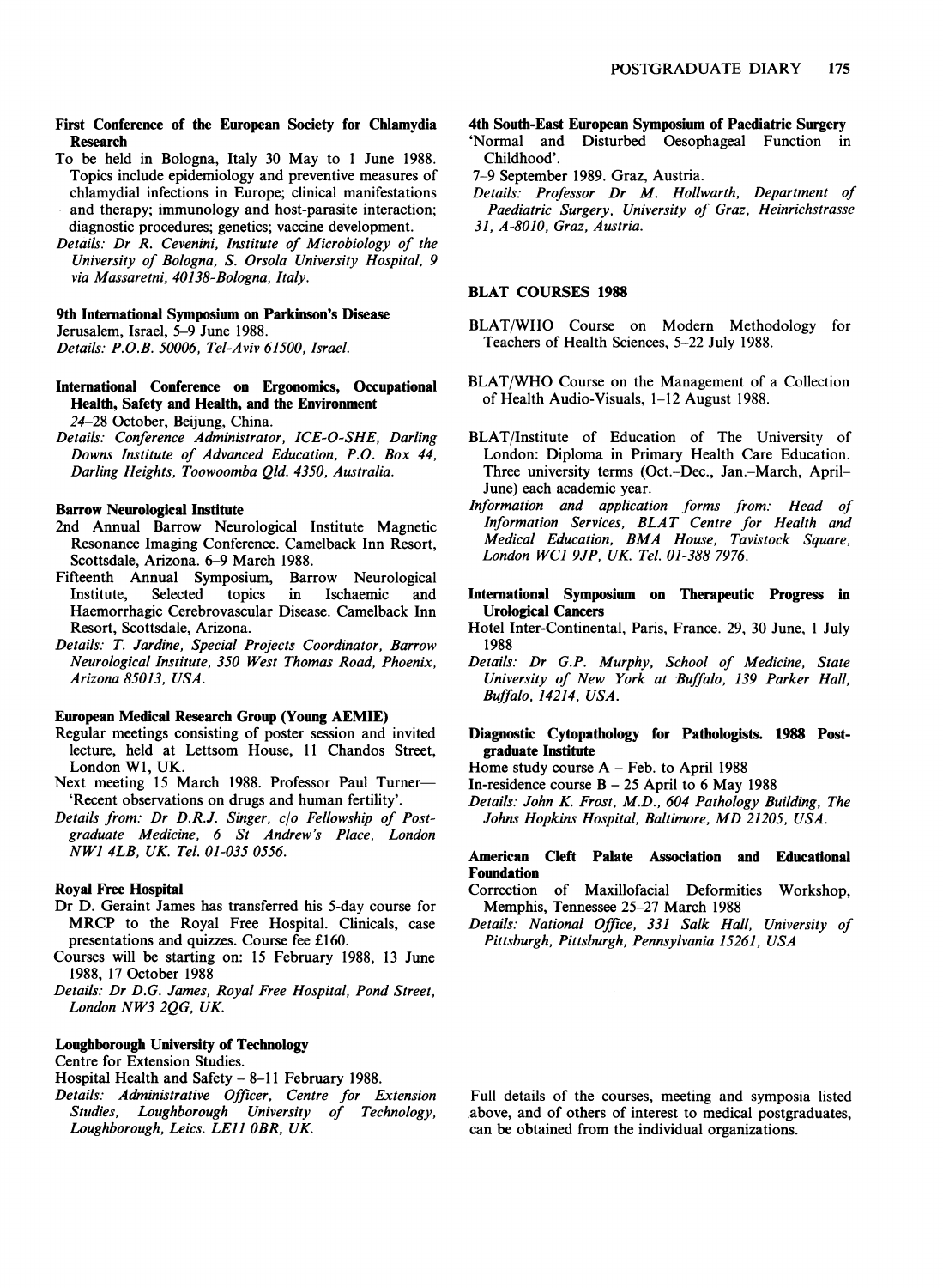**First Conference of the European Society for Chlamydia Research**

To be held in Bologna, Italy 30 May to 1 June 1988. Topics include epidemiology and preventive measures of chlamydial infections in Europe; clinical manifestations and therapy; immunology and host-parasite interaction; diagnostic procedures; genetics; vaccine development.

*Details: Dr R. Cevenini, Institute of Microbiology of the University of Bologna, S. Orsola University Hospital, 9 via Massaretni, 40138-Bologna, Italy.*

**9th International Symposium on Parkinson's Disease**

Jerusalem, Israel, 5–9 June 1988.

*Details: P.O.B. 50006, Tel-Aviv 61500, Israel.*

**International Conference on Ergonomics, Occupational Health, Safety and Health, and the Environment**

*24–28 October, Beijung, China.*

*Details: Conference Administrator, ICE-O-SHE, Darling Downs Institute of Advanced Education, P.O. Box 44, Darling Heights, Toowoomba Qld. 4350, Australia.*

**Barrow Neurological Institute**

2nd Annual Barrow Neurological Institute Magnetic Resonance Imaging Conference. Camelback Inn Resort, Scottsdale, Arizona. 6–9 March 1988.

Fifteenth Annual Symposium, Barrow Neurological Institute, Selected topics in Ischaemic and Haemorrhagic Cerebrovascular Disease. Camelback Inn Resort, Scottsdale, Arizona.

*Details: T. Jardine, Special Projects Coordinator, Barrow Neurological Institute, 350 West Thomas Road, Phoenix, Arizona 85013, USA.*

**European Medical Research Group (Young AEMIE)**

Regular meetings consisting of poster session and invited lecture, held at Lettsom House, 11 Chandos Street, London W1, UK.

Next meeting 15 March 1988. Professor Paul Turner—'Recent observations on drugs and human fertility'.

*Details from: Dr D.R.J. Singer, c/o Fellowship of Postgraduate Medicine, 6 St Andrew's Place, London NW1 4LB, UK. Tel. 01-035 0556.*

**Royal Free Hospital**

Dr D. Geraint James has transferred his 5-day course for MRCP to the Royal Free Hospital. Clinicals, case presentations and quizzes. Course fee £160.

Courses will be starting on: 15 February 1988, 13 June 1988, 17 October 1988

*Details: Dr D.G. James, Royal Free Hospital, Pond Street, London NW3 2QG, UK.*

**Loughborough University of Technology**

Centre for Extension Studies.

Hospital Health and Safety – 8–11 February 1988.

*Details: Administrative Officer, Centre for Extension Studies, Loughborough University of Technology, Loughborough, Leics. LE11 0BR, UK.*

**4th South-East European Symposium of Paediatric Surgery**

'Normal and Disturbed Oesophageal Function in Childhood'.

7–9 September 1989. Graz, Austria.

*Details: Professor Dr M. Hollwarth, Department of Paediatric Surgery, University of Graz, Heinrichstrasse 31, A-8010, Graz, Austria.*

## BLAT COURSES 1988

BLAT/WHO Course on Modern Methodology for Teachers of Health Sciences, 5–22 July 1988.

BLAT/WHO Course on the Management of a Collection of Health Audio-Visuals, 1–12 August 1988.

BLAT/Institute of Education of The University of London: Diploma in Primary Health Care Education. Three university terms (Oct.–Dec., Jan.–March, April–June) each academic year.

*Information and application forms from: Head of Information Services, BLAT Centre for Health and Medical Education, BMA House, Tavistock Square, London WC1 9JP, UK. Tel. 01-388 7976.*

**International Symposium on Therapeutic Progress in Urological Cancers**

Hotel Inter-Continental, Paris, France. 29, 30 June, 1 July 1988

*Details: Dr G.P. Murphy, School of Medicine, State University of New York at Buffalo, 139 Parker Hall, Buffalo, 14214, USA.*

**Diagnostic Cytopathology for Pathologists. 1988 Postgraduate Institute**

Home study course A – Feb. to April 1988

In-residence course B – 25 April to 6 May 1988

*Details: John K. Frost, M.D., 604 Pathology Building, The Johns Hopkins Hospital, Baltimore, MD 21205, USA.*

**American Cleft Palate Association and Educational Foundation**

Correction of Maxillofacial Deformities Workshop, Memphis, Tennessee 25–27 March 1988

*Details: National Office, 331 Salk Hall, University of Pittsburgh, Pittsburgh, Pennsylvania 15261, USA*

Full details of the courses, meeting and symposia listed above, and of others of interest to medical postgraduates, can be obtained from the individual organizations.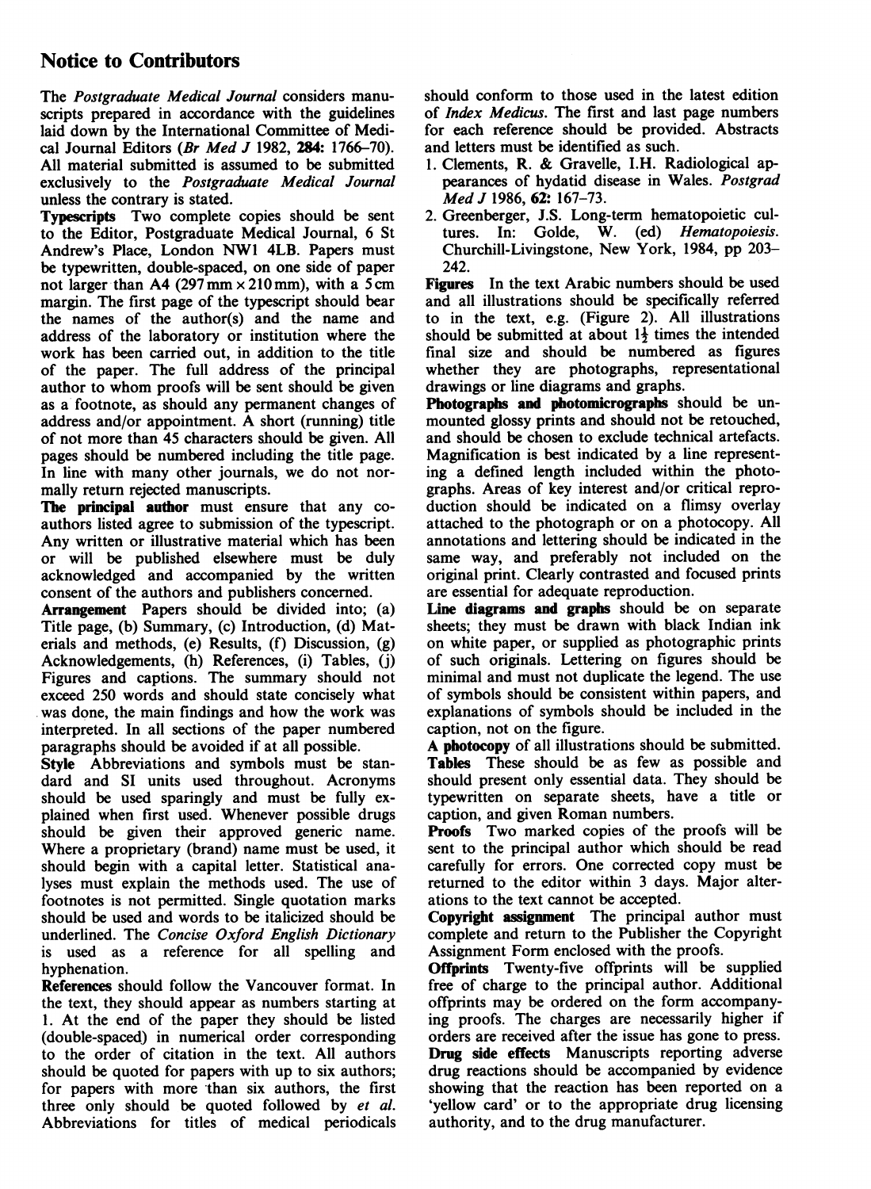## Notice to Contributors

The *Postgraduate Medical Journal* considers manuscripts prepared in accordance with the guidelines laid down by the International Committee of Medical Journal Editors (*Br Med J* 1982, **284**: 1766–70). All material submitted is assumed to be submitted exclusively to the *Postgraduate Medical Journal* unless the contrary is stated.

**Typescripts** Two complete copies should be sent to the Editor, Postgraduate Medical Journal, 6 St Andrew's Place, London NW1 4LB. Papers must be typewritten, double-spaced, on one side of paper not larger than A4 (297 mm × 210 mm), with a 5 cm margin. The first page of the typescript should bear the names of the author(s) and the name and address of the laboratory or institution where the work has been carried out, in addition to the title of the paper. The full address of the principal author to whom proofs will be sent should be given as a footnote, as should any permanent changes of address and/or appointment. A short (running) title of not more than 45 characters should be given. All pages should be numbered including the title page. In line with many other journals, we do not normally return rejected manuscripts.

**The principal author** must ensure that any co-authors listed agree to submission of the typescript. Any written or illustrative material which has been or will be published elsewhere must be duly acknowledged and accompanied by the written consent of the authors and publishers concerned.

**Arrangement** Papers should be divided into; (a) Title page, (b) Summary, (c) Introduction, (d) Materials and methods, (e) Results, (f) Discussion, (g) Acknowledgements, (h) References, (i) Tables, (j) Figures and captions. The summary should not exceed 250 words and should state concisely what was done, the main findings and how the work was interpreted. In all sections of the paper numbered paragraphs should be avoided if at all possible.

**Style** Abbreviations and symbols must be standard and SI units used throughout. Acronyms should be used sparingly and must be fully explained when first used. Whenever possible drugs should be given their approved generic name. Where a proprietary (brand) name must be used, it should begin with a capital letter. Statistical analyses must explain the methods used. The use of footnotes is not permitted. Single quotation marks should be used and words to be italicized should be underlined. The *Concise Oxford English Dictionary* is used as a reference for all spelling and hyphenation.

**References** should follow the Vancouver format. In the text, they should appear as numbers starting at 1. At the end of the paper they should be listed (double-spaced) in numerical order corresponding to the order of citation in the text. All authors should be quoted for papers with up to six authors; for papers with more than six authors, the first three only should be quoted followed by *et al.* Abbreviations for titles of medical periodicals should conform to those used in the latest edition of *Index Medicus*. The first and last page numbers for each reference should be provided. Abstracts and letters must be identified as such.

1. Clements, R. & Gravelle, I.H. Radiological appearances of hydatid disease in Wales. *Postgrad Med J* 1986, **62**: 167–73.
2. Greenberger, J.S. Long-term hematopoietic cultures. In: Golde, W. (ed) *Hematopoiesis.* Churchill-Livingstone, New York, 1984, pp 203–242.

**Figures** In the text Arabic numbers should be used and all illustrations should be specifically referred to in the text, e.g. (Figure 2). All illustrations should be submitted at about 1½ times the intended final size and should be numbered as figures whether they are photographs, representational drawings or line diagrams and graphs.

**Photographs and photomicrographs** should be unmounted glossy prints and should not be retouched, and should be chosen to exclude technical artefacts. Magnification is best indicated by a line representing a defined length included within the photographs. Areas of key interest and/or critical reproduction should be indicated on a flimsy overlay attached to the photograph or on a photocopy. All annotations and lettering should be indicated in the same way, and preferably not included on the original print. Clearly contrasted and focused prints are essential for adequate reproduction.

**Line diagrams and graphs** should be on separate sheets; they must be drawn with black Indian ink on white paper, or supplied as photographic prints of such originals. Lettering on figures should be minimal and must not duplicate the legend. The use of symbols should be consistent within papers, and explanations of symbols should be included in the caption, not on the figure.

**A photocopy** of all illustrations should be submitted.

**Tables** These should be as few as possible and should present only essential data. They should be typewritten on separate sheets, have a title or caption, and given Roman numbers.

**Proofs** Two marked copies of the proofs will be sent to the principal author which should be read carefully for errors. One corrected copy must be returned to the editor within 3 days. Major alterations to the text cannot be accepted.

**Copyright assignment** The principal author must complete and return to the Publisher the Copyright Assignment Form enclosed with the proofs.

**Offprints** Twenty-five offprints will be supplied free of charge to the principal author. Additional offprints may be ordered on the form accompanying proofs. The charges are necessarily higher if orders are received after the issue has gone to press.

**Drug side effects** Manuscripts reporting adverse drug reactions should be accompanied by evidence showing that the reaction has been reported on a 'yellow card' or to the appropriate drug licensing authority, and to the drug manufacturer.